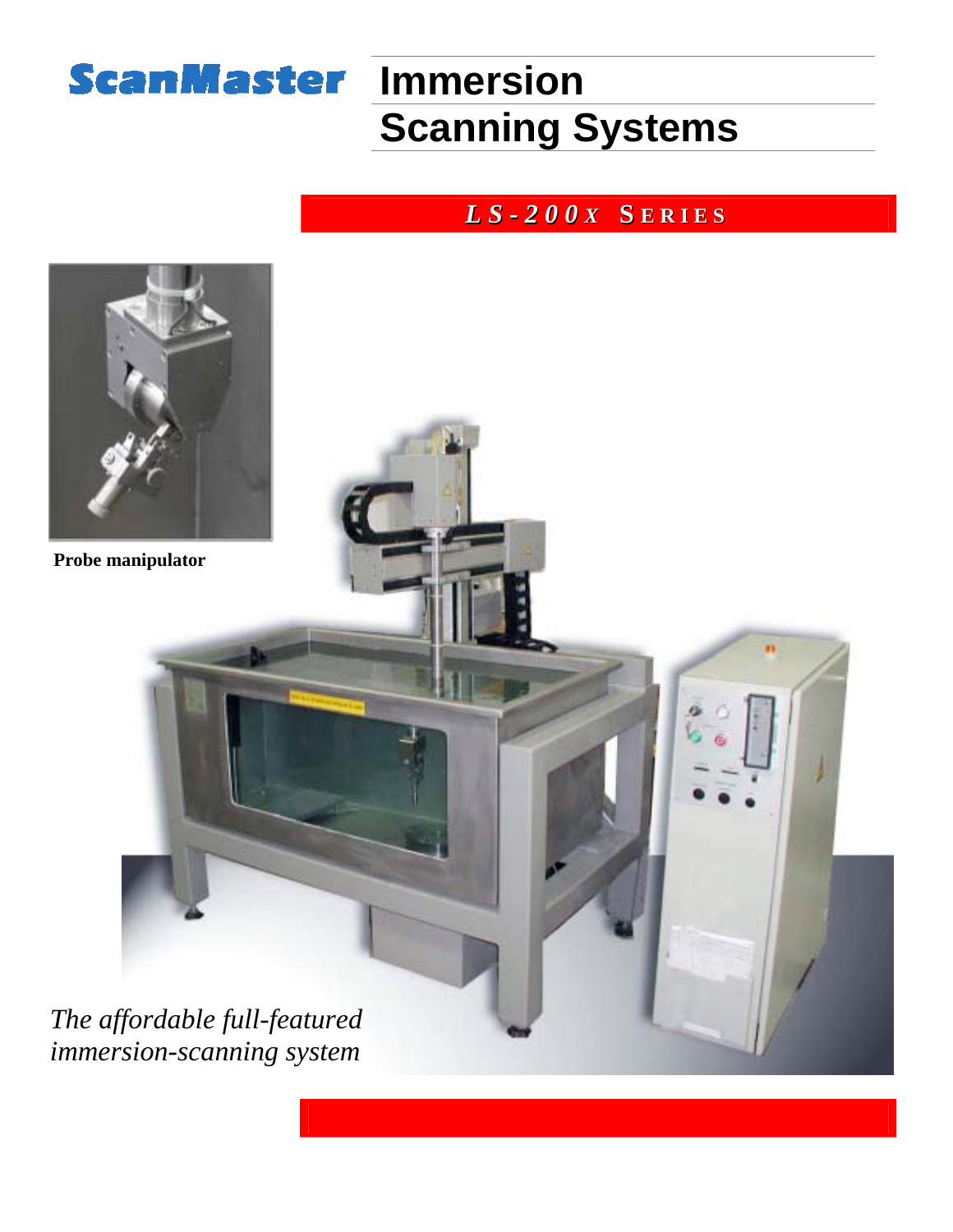ScanMaster

# Immersion Scanning Systems

## *LS-200X* SERIES

**Probe manipulator**

*The affordable full-featured immersion-scanning system*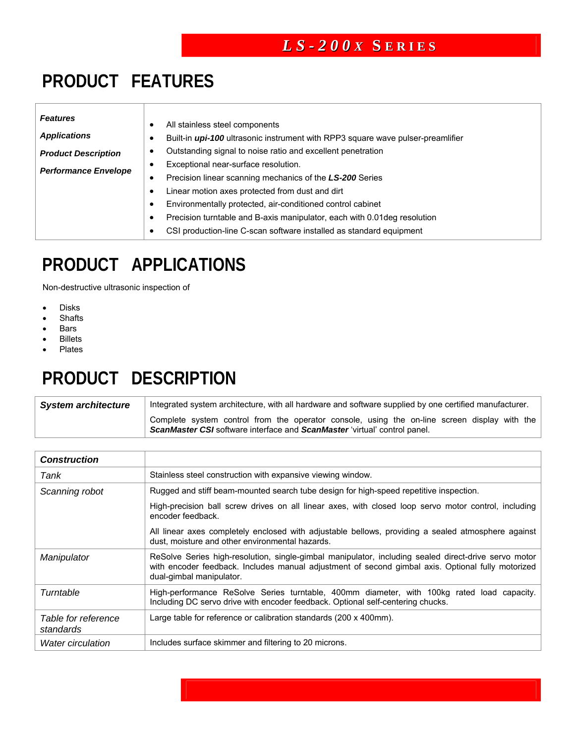# PRODUCT FEATURES

| *Features* *Applications* *Product Description* *Performance Envelope* | • All stainless steel components<br>• Built-in ***upi-100*** ultrasonic instrument with RPP3 square wave pulser-preamlifier<br>• Outstanding signal to noise ratio and excellent penetration<br>• Exceptional near-surface resolution.<br>• Precision linear scanning mechanics of the ***LS-200*** Series<br>• Linear motion axes protected from dust and dirt<br>• Environmentally protected, air-conditioned control cabinet<br>• Precision turntable and B-axis manipulator, each with 0.01deg resolution<br>• CSI production-line C-scan software installed as standard equipment |
|---|---|

# PRODUCT APPLICATIONS

Non-destructive ultrasonic inspection of

- Disks
- Shafts
- Bars
- Billets
- Plates

# PRODUCT DESCRIPTION

| ***System architecture*** | Integrated system architecture, with all hardware and software supplied by one certified manufacturer.<br>Complete system control from the operator console, using the on-line screen display with the ***ScanMaster CSI*** software interface and ***ScanMaster*** 'virtual' control panel. |
|---|---|

| ***Construction*** | |
|---|---|
| *Tank* | Stainless steel construction with expansive viewing window. |
| *Scanning robot* | Rugged and stiff beam-mounted search tube design for high-speed repetitive inspection.<br>High-precision ball screw drives on all linear axes, with closed loop servo motor control, including encoder feedback.<br>All linear axes completely enclosed with adjustable bellows, providing a sealed atmosphere against dust, moisture and other environmental hazards. |
| *Manipulator* | ReSolve Series high-resolution, single-gimbal manipulator, including sealed direct-drive servo motor with encoder feedback. Includes manual adjustment of second gimbal axis. Optional fully motorized dual-gimbal manipulator. |
| *Turntable* | High-performance ReSolve Series turntable, 400mm diameter, with 100kg rated load capacity. Including DC servo drive with encoder feedback. Optional self-centering chucks. |
| *Table for reference standards* | Large table for reference or calibration standards (200 x 400mm). |
| *Water circulation* | Includes surface skimmer and filtering to 20 microns. |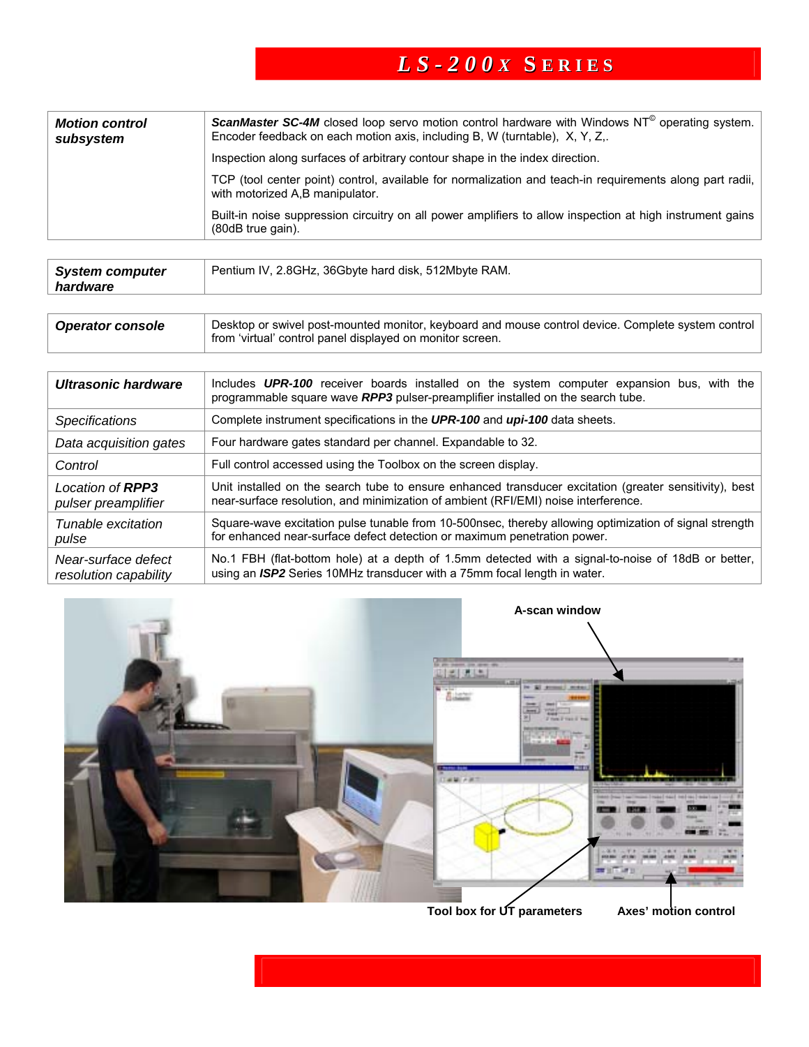| **Motion control subsystem** | ***ScanMaster SC-4M*** closed loop servo motion control hardware with Windows NT© operating system. Encoder feedback on each motion axis, including B, W (turntable), X, Y, Z,. Inspection along surfaces of arbitrary contour shape in the index direction. TCP (tool center point) control, available for normalization and teach-in requirements along part radii, with motorized A,B manipulator. Built-in noise suppression circuitry on all power amplifiers to allow inspection at high instrument gains (80dB true gain). |
|---|---|

| **System computer hardware** | Pentium IV, 2.8GHz, 36Gbyte hard disk, 512Mbyte RAM. |
|---|---|

| **Operator console** | Desktop or swivel post-mounted monitor, keyboard and mouse control device. Complete system control from 'virtual' control panel displayed on monitor screen. |
|---|---|

| **Ultrasonic hardware** | Includes ***UPR-100*** receiver boards installed on the system computer expansion bus, with the programmable square wave ***RPP3*** pulser-preamplifier installed on the search tube. |
|---|---|
| *Specifications* | Complete instrument specifications in the ***UPR-100*** and ***upi-100*** data sheets. |
| *Data acquisition gates* | Four hardware gates standard per channel. Expandable to 32. |
| *Control* | Full control accessed using the Toolbox on the screen display. |
| *Location of **RPP3** pulser preamplifier* | Unit installed on the search tube to ensure enhanced transducer excitation (greater sensitivity), best near-surface resolution, and minimization of ambient (RFI/EMI) noise interference. |
| *Tunable excitation pulse* | Square-wave excitation pulse tunable from 10-500nsec, thereby allowing optimization of signal strength for enhanced near-surface defect detection or maximum penetration power. |
| *Near-surface defect resolution capability* | No.1 FBH (flat-bottom hole) at a depth of 1.5mm detected with a signal-to-noise of 18dB or better, using an ***ISP2*** Series 10MHz transducer with a 75mm focal length in water. |

**A-scan window**

**Tool box for UT parameters**

**Axes' motion control**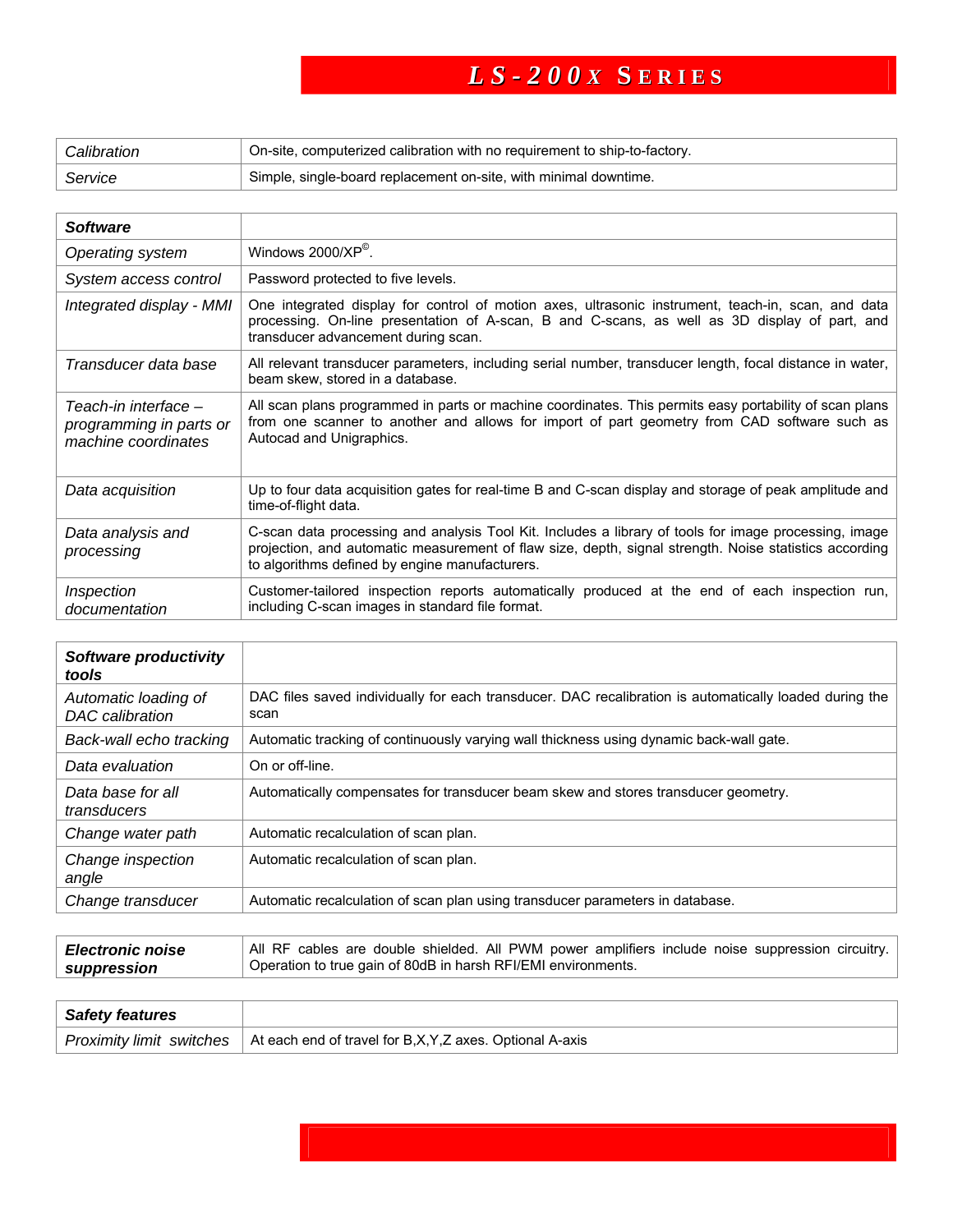| *Calibration* | On-site, computerized calibration with no requirement to ship-to-factory. |
|---|---|
| *Service* | Simple, single-board replacement on-site, with minimal downtime. |

| ***Software*** | |
|---|---|
| *Operating system* | Windows 2000/XP©. |
| *System access control* | Password protected to five levels. |
| *Integrated display - MMI* | One integrated display for control of motion axes, ultrasonic instrument, teach-in, scan, and data processing. On-line presentation of A-scan, B and C-scans, as well as 3D display of part, and transducer advancement during scan. |
| *Transducer data base* | All relevant transducer parameters, including serial number, transducer length, focal distance in water, beam skew, stored in a database. |
| *Teach-in interface – programming in parts or machine coordinates* | All scan plans programmed in parts or machine coordinates. This permits easy portability of scan plans from one scanner to another and allows for import of part geometry from CAD software such as Autocad and Unigraphics. |
| *Data acquisition* | Up to four data acquisition gates for real-time B and C-scan display and storage of peak amplitude and time-of-flight data. |
| *Data analysis and processing* | C-scan data processing and analysis Tool Kit. Includes a library of tools for image processing, image projection, and automatic measurement of flaw size, depth, signal strength. Noise statistics according to algorithms defined by engine manufacturers. |
| *Inspection documentation* | Customer-tailored inspection reports automatically produced at the end of each inspection run, including C-scan images in standard file format. |

| ***Software productivity tools*** | |
|---|---|
| *Automatic loading of DAC calibration* | DAC files saved individually for each transducer. DAC recalibration is automatically loaded during the scan |
| *Back-wall echo tracking* | Automatic tracking of continuously varying wall thickness using dynamic back-wall gate. |
| *Data evaluation* | On or off-line. |
| *Data base for all transducers* | Automatically compensates for transducer beam skew and stores transducer geometry. |
| *Change water path* | Automatic recalculation of scan plan. |
| *Change inspection angle* | Automatic recalculation of scan plan. |
| *Change transducer* | Automatic recalculation of scan plan using transducer parameters in database. |

| ***Electronic noise suppression*** | All RF cables are double shielded. All PWM power amplifiers include noise suppression circuitry. Operation to true gain of 80dB in harsh RFI/EMI environments. |
|---|---|

| ***Safety features*** | |
|---|---|
| *Proximity limit switches* | At each end of travel for B,X,Y,Z axes. Optional A-axis |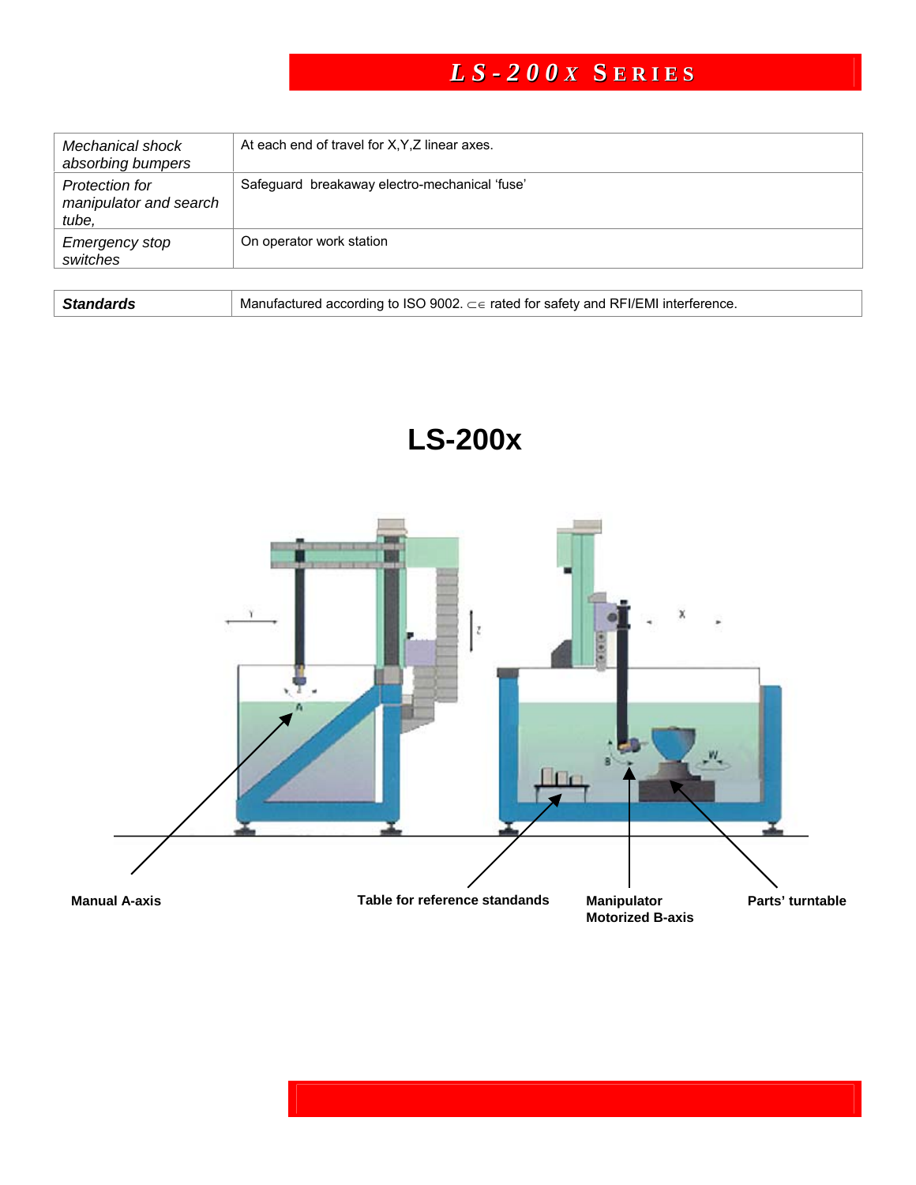| *Mechanical shock absorbing bumpers* | At each end of travel for X,Y,Z linear axes. |
|---|---|
| *Protection for manipulator and search tube,* | Safeguard breakaway electro-mechanical 'fuse' |
| *Emergency stop switches* | On operator work station |

| ***Standards*** | Manufactured according to ISO 9002. CE rated for safety and RFI/EMI interference. |
|---|---|

# LS-200x

**Manual A-axis**

**Table for reference standands**

**Manipulator Motorized B-axis**

**Parts' turntable**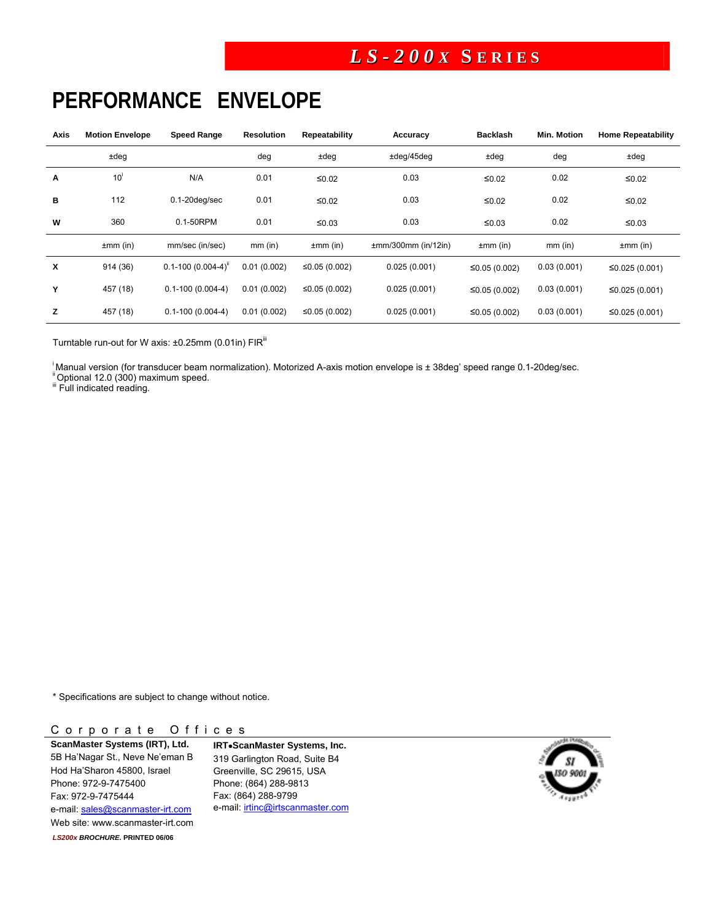# PERFORMANCE ENVELOPE

| Axis | Motion Envelope | Speed Range | Resolution | Repeatability | Accuracy | Backlash | Min. Motion | Home Repeatability |
|---|---|---|---|---|---|---|---|---|
| | ±deg | | deg | ±deg | ±deg/45deg | ±deg | deg | ±deg |
| **A** | 10[i] | N/A | 0.01 | ≤0.02 | 0.03 | ≤0.02 | 0.02 | ≤0.02 |
| **B** | 112 | 0.1-20deg/sec | 0.01 | ≤0.02 | 0.03 | ≤0.02 | 0.02 | ≤0.02 |
| **W** | 360 | 0.1-50RPM | 0.01 | ≤0.03 | 0.03 | ≤0.03 | 0.02 | ≤0.03 |
| | ±mm (in) | mm/sec (in/sec) | mm (in) | ±mm (in) | ±mm/300mm (in/12in) | ±mm (in) | mm (in) | ±mm (in) |
| **X** | 914 (36) | 0.1-100 (0.004-4)[ii] | 0.01 (0.002) | ≤0.05 (0.002) | 0.025 (0.001) | ≤0.05 (0.002) | 0.03 (0.001) | ≤0.025 (0.001) |
| **Y** | 457 (18) | 0.1-100 (0.004-4) | 0.01 (0.002) | ≤0.05 (0.002) | 0.025 (0.001) | ≤0.05 (0.002) | 0.03 (0.001) | ≤0.025 (0.001) |
| **Z** | 457 (18) | 0.1-100 (0.004-4) | 0.01 (0.002) | ≤0.05 (0.002) | 0.025 (0.001) | ≤0.05 (0.002) | 0.03 (0.001) | ≤0.025 (0.001) |

Turntable run-out for W axis: ±0.25mm (0.01in) FIR[iii]

[i] Manual version (for transducer beam normalization). Motorized A-axis motion envelope is ± 38deg' speed range 0.1-20deg/sec.
[ii] Optional 12.0 (300) maximum speed.
[iii] Full indicated reading.

* Specifications are subject to change without notice.

## Corporate Offices

**ScanMaster Systems (IRT), Ltd.**
5B Ha'Nagar St., Neve Ne'eman B
Hod Ha'Sharon 45800, Israel
Phone: 972-9-7475400
Fax: 972-9-7475444
e-mail: sales@scanmaster-irt.com
Web site: www.scanmaster-irt.com

**IRT•ScanMaster Systems, Inc.**
319 Garlington Road, Suite B4
Greenville, SC 29615, USA
Phone: (864) 288-9813
Fax: (864) 288-9799
e-mail: irtinc@irtscanmaster.com

SI ISO 9001 — The Standards Institution of Israel — Quality Assured Firm

***LS200x* BROCHURE. PRINTED 06/06**